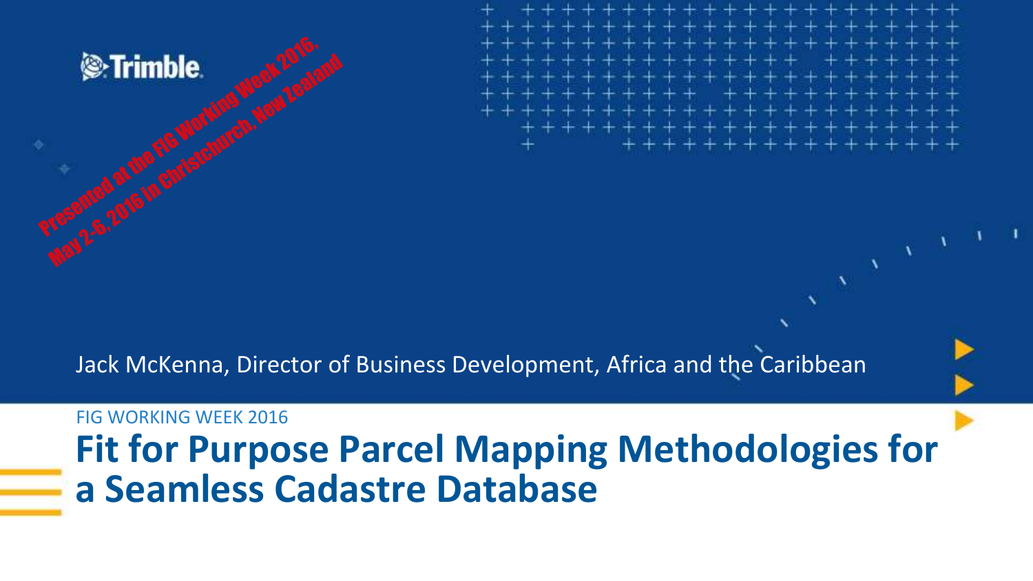Trimble

Presented at the FIG Working Week 2016, May 2-6, 2016 in Christchurch, New Zealand

Jack McKenna, Director of Business Development, Africa and the Caribbean

FIG WORKING WEEK 2016

# Fit for Purpose Parcel Mapping Methodologies for a Seamless Cadastre Database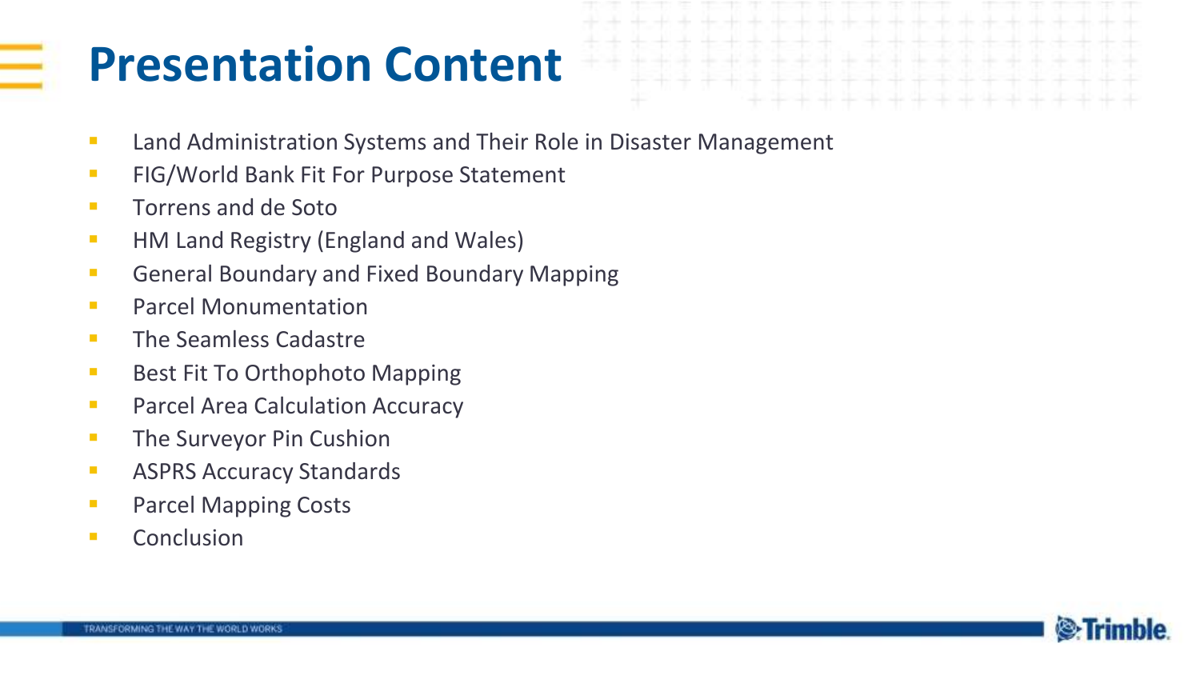# Presentation Content

- Land Administration Systems and Their Role in Disaster Management
- FIG/World Bank Fit For Purpose Statement
- Torrens and de Soto
- HM Land Registry (England and Wales)
- General Boundary and Fixed Boundary Mapping
- Parcel Monumentation
- The Seamless Cadastre
- Best Fit To Orthophoto Mapping
- Parcel Area Calculation Accuracy
- The Surveyor Pin Cushion
- ASPRS Accuracy Standards
- Parcel Mapping Costs
- Conclusion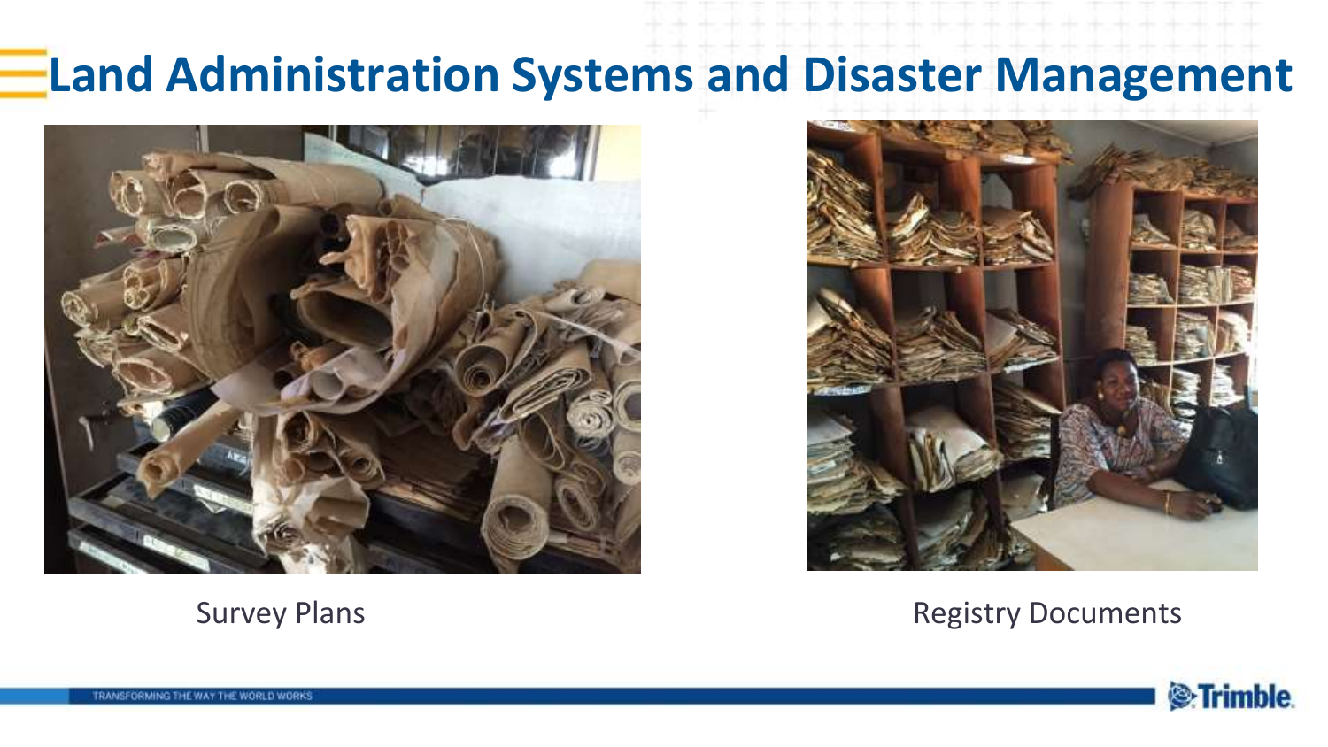# Land Administration Systems and Disaster Management

Survey Plans

Registry Documents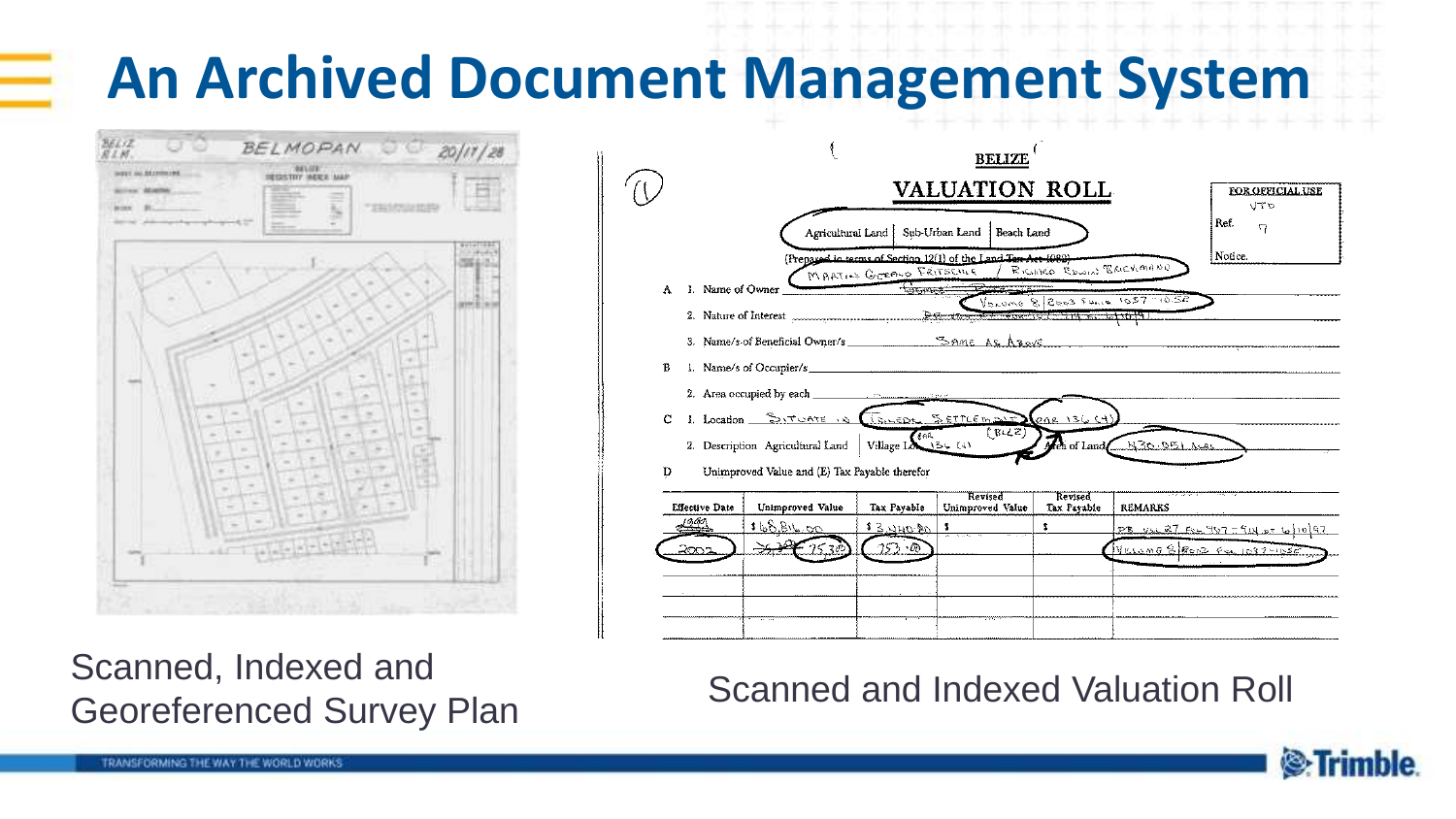# An Archived Document Management System

Scanned, Indexed and Georeferenced Survey Plan

Scanned and Indexed Valuation Roll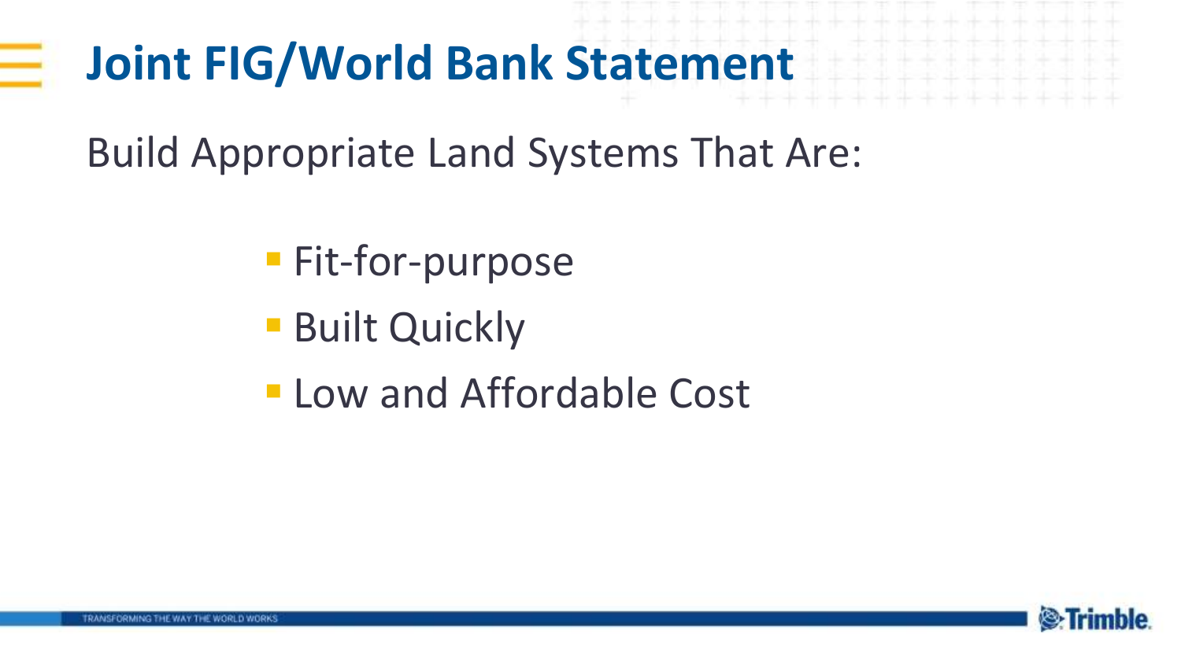# Joint FIG/World Bank Statement

Build Appropriate Land Systems That Are:

- Fit-for-purpose
- Built Quickly
- Low and Affordable Cost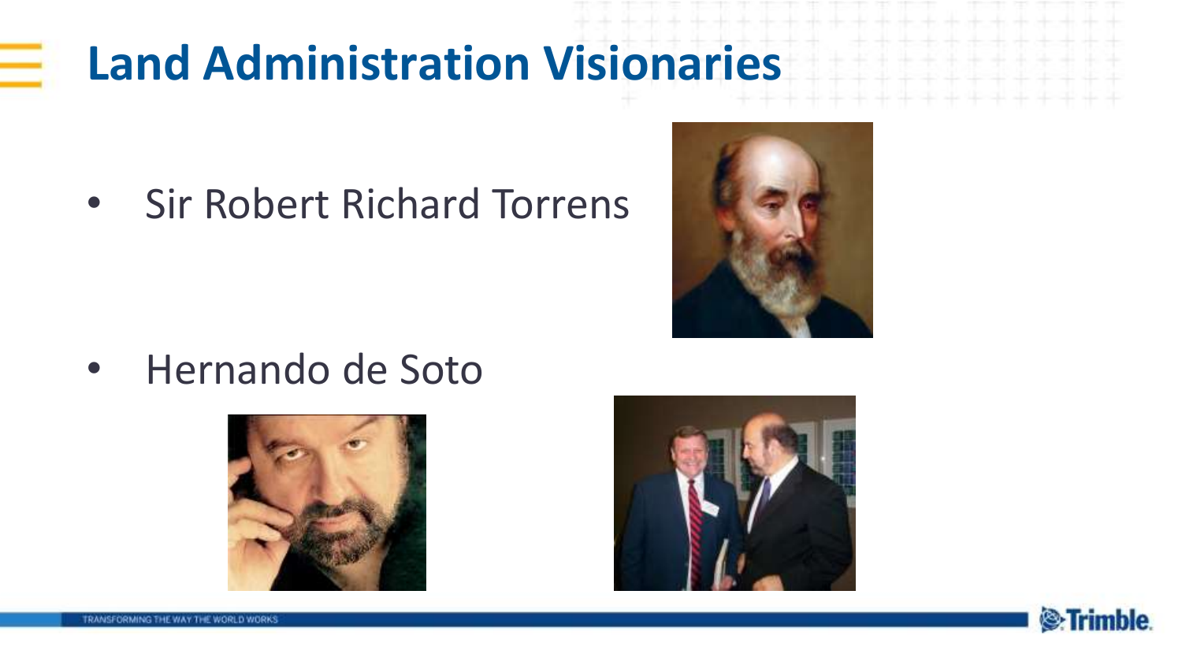# Land Administration Visionaries

- Sir Robert Richard Torrens
- Hernando de Soto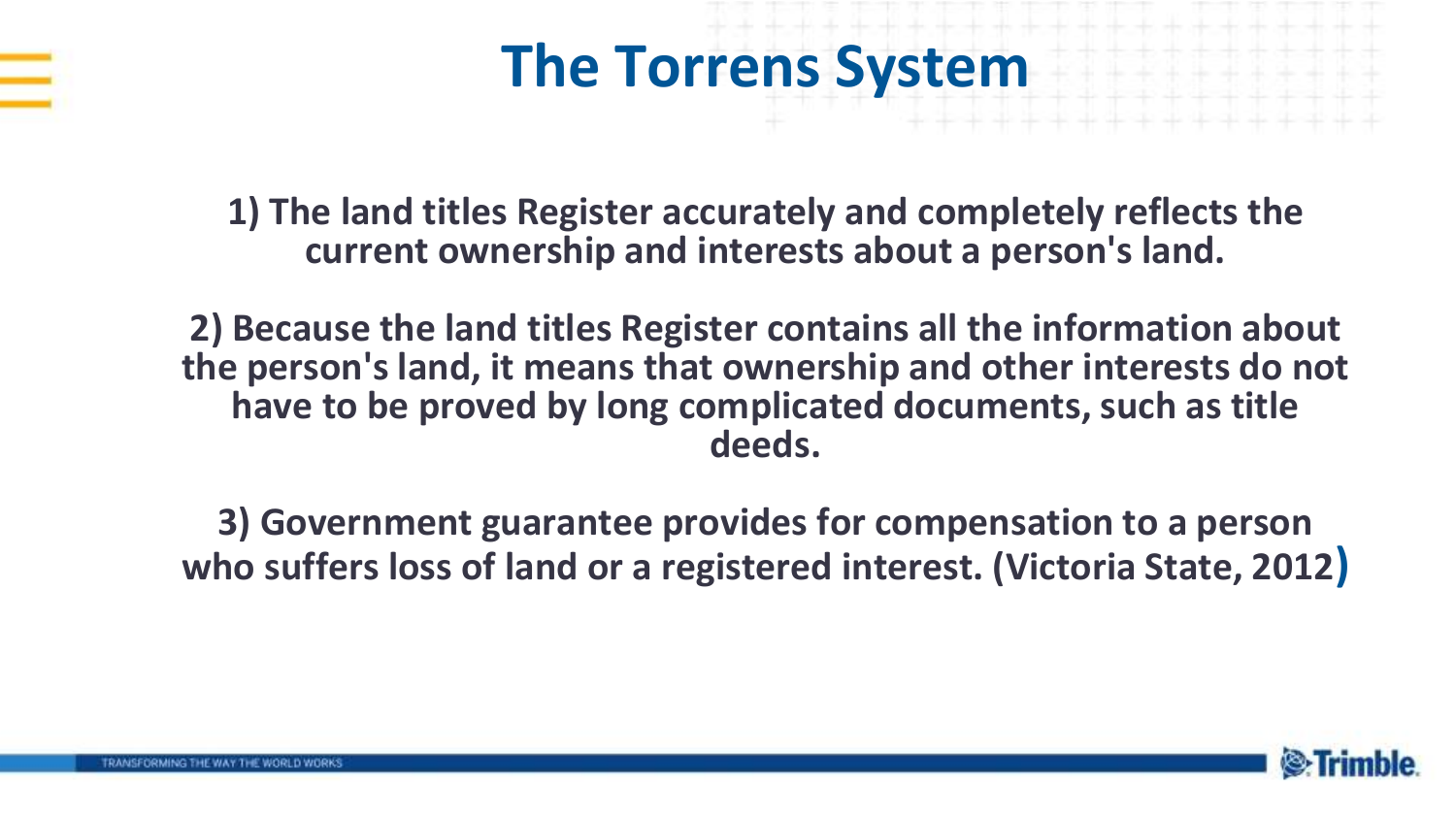# The Torrens System

**1) The land titles Register accurately and completely reflects the current ownership and interests about a person's land.**

**2) Because the land titles Register contains all the information about the person's land, it means that ownership and other interests do not have to be proved by long complicated documents, such as title deeds.**

**3) Government guarantee provides for compensation to a person who suffers loss of land or a registered interest. (Victoria State, 2012)**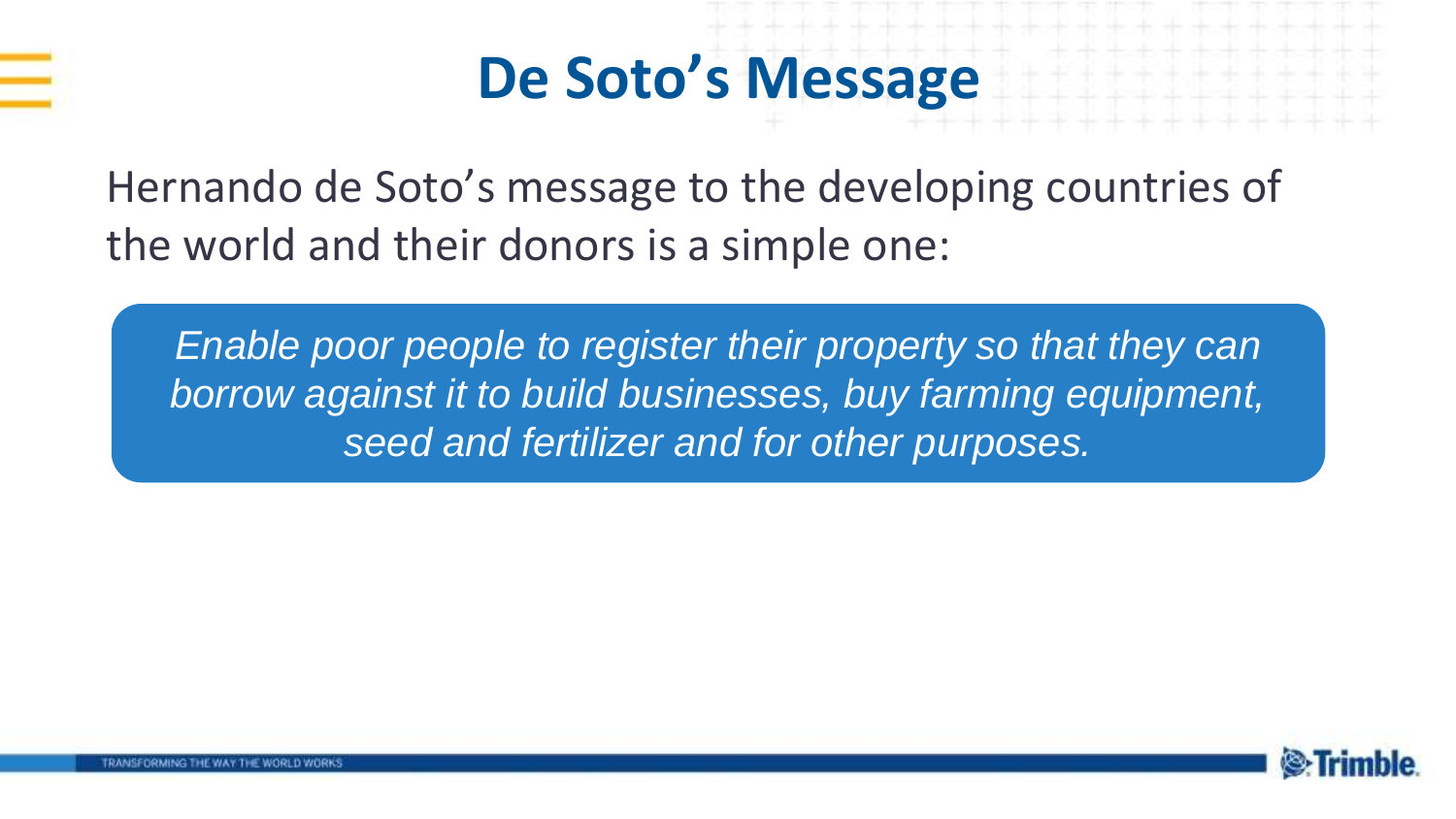# De Soto's Message

Hernando de Soto's message to the developing countries of the world and their donors is a simple one:

*Enable poor people to register their property so that they can borrow against it to build businesses, buy farming equipment, seed and fertilizer and for other purposes.*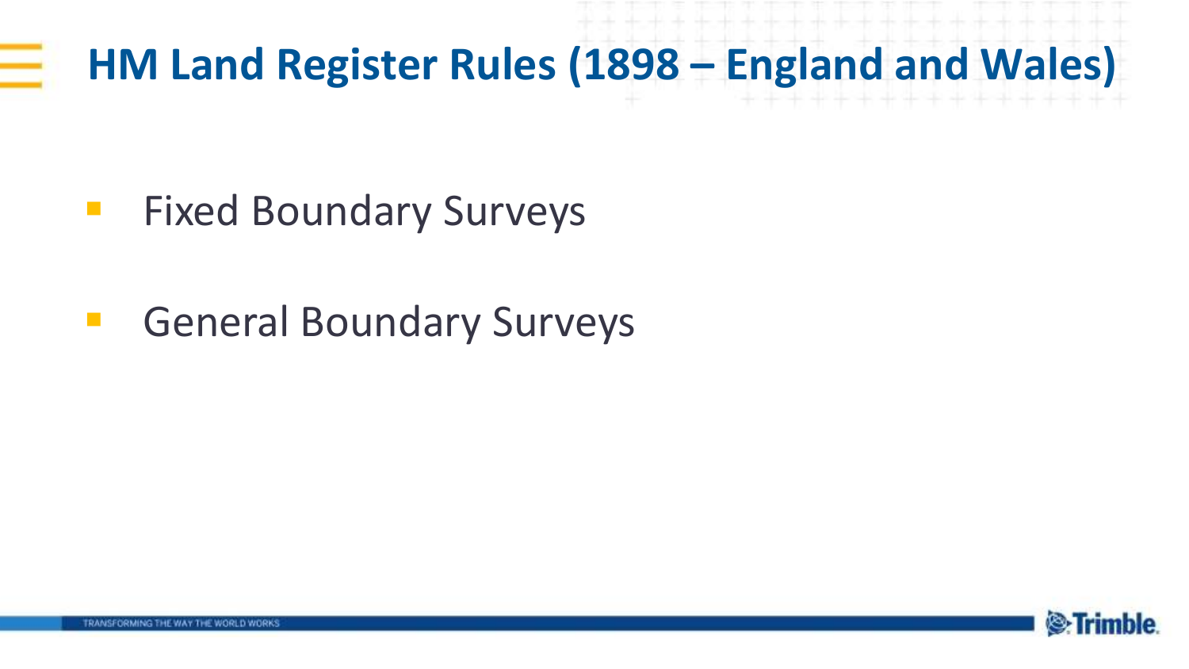# HM Land Register Rules (1898 – England and Wales)

- Fixed Boundary Surveys
- General Boundary Surveys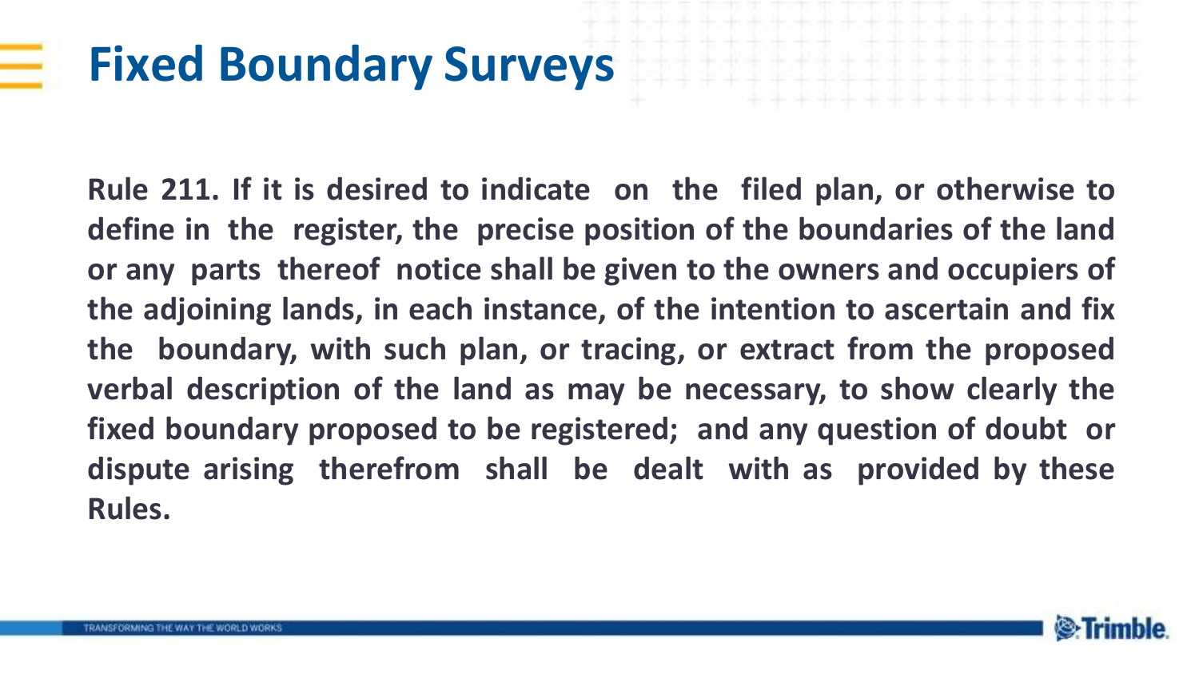# Fixed Boundary Surveys

**Rule 211. If it is desired to indicate on the filed plan, or otherwise to define in the register, the precise position of the boundaries of the land or any parts thereof notice shall be given to the owners and occupiers of the adjoining lands, in each instance, of the intention to ascertain and fix the boundary, with such plan, or tracing, or extract from the proposed verbal description of the land as may be necessary, to show clearly the fixed boundary proposed to be registered; and any question of doubt or dispute arising therefrom shall be dealt with as provided by these Rules.**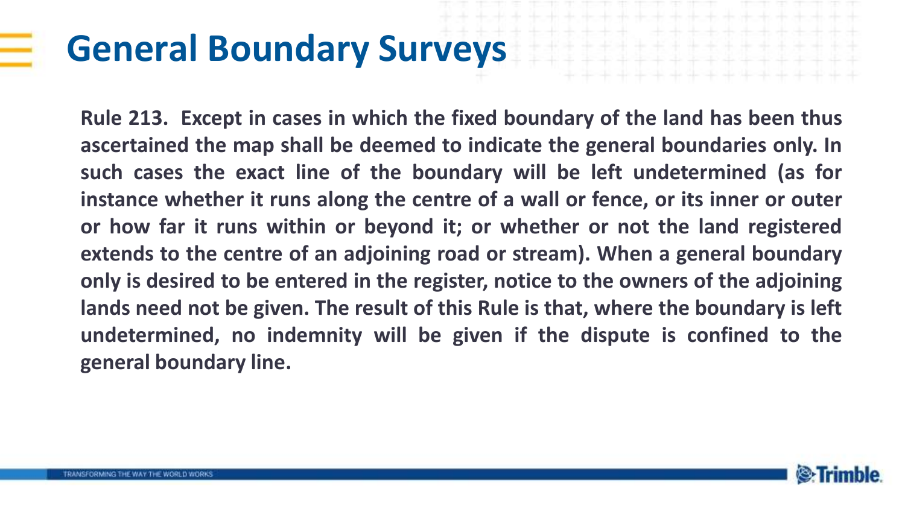# General Boundary Surveys

**Rule 213. Except in cases in which the fixed boundary of the land has been thus ascertained the map shall be deemed to indicate the general boundaries only. In such cases the exact line of the boundary will be left undetermined (as for instance whether it runs along the centre of a wall or fence, or its inner or outer or how far it runs within or beyond it; or whether or not the land registered extends to the centre of an adjoining road or stream). When a general boundary only is desired to be entered in the register, notice to the owners of the adjoining lands need not be given. The result of this Rule is that, where the boundary is left undetermined, no indemnity will be given if the dispute is confined to the general boundary line.**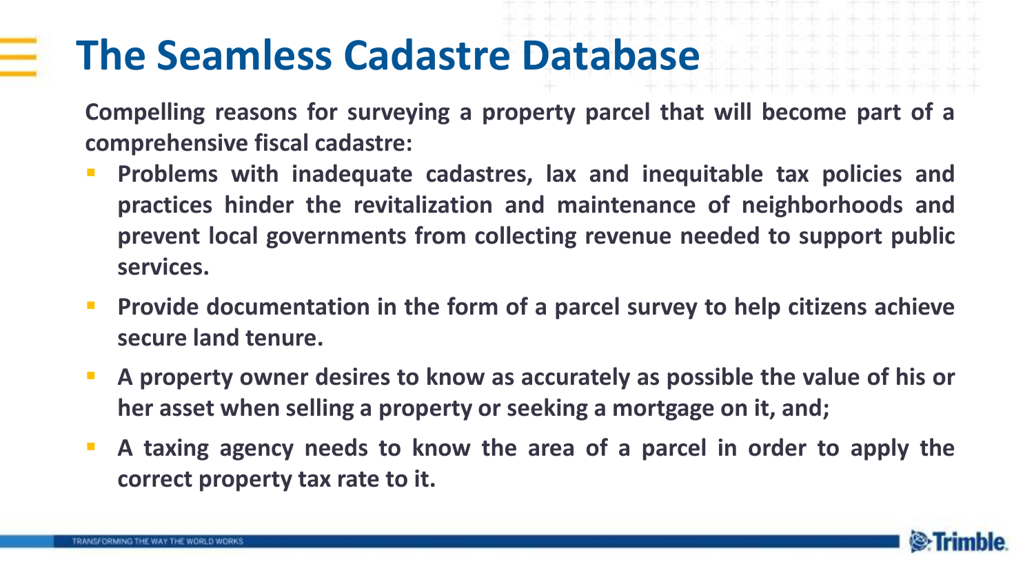# The Seamless Cadastre Database

**Compelling reasons for surveying a property parcel that will become part of a comprehensive fiscal cadastre:**

- **Problems with inadequate cadastres, lax and inequitable tax policies and practices hinder the revitalization and maintenance of neighborhoods and prevent local governments from collecting revenue needed to support public services.**
- **Provide documentation in the form of a parcel survey to help citizens achieve secure land tenure.**
- **A property owner desires to know as accurately as possible the value of his or her asset when selling a property or seeking a mortgage on it, and;**
- **A taxing agency needs to know the area of a parcel in order to apply the correct property tax rate to it.**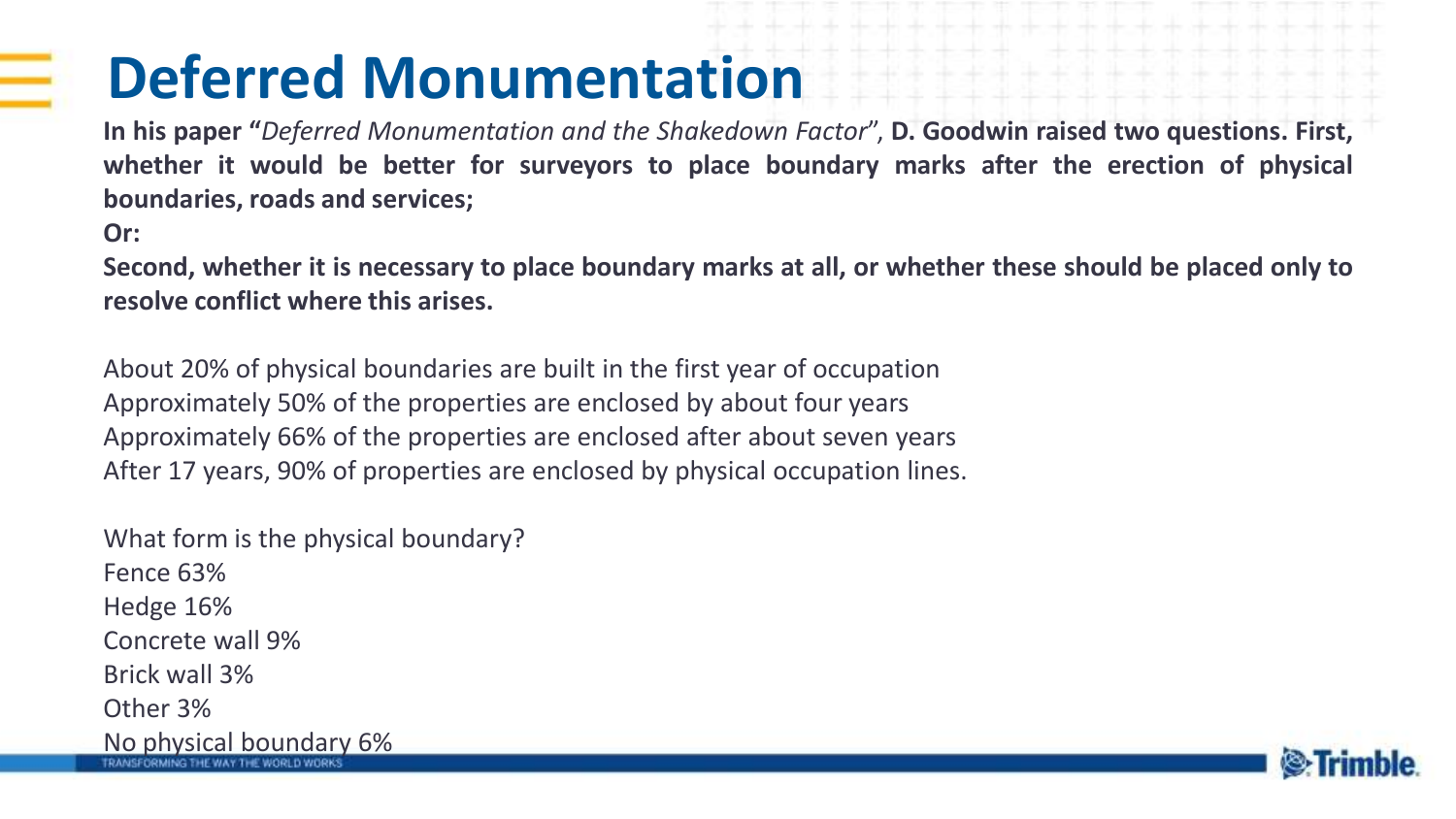# Deferred Monumentation

**In his paper "*Deferred Monumentation and the Shakedown Factor*", D. Goodwin raised two questions. First, whether it would be better for surveyors to place boundary marks after the erection of physical boundaries, roads and services;**

**Or:**

**Second, whether it is necessary to place boundary marks at all, or whether these should be placed only to resolve conflict where this arises.**

About 20% of physical boundaries are built in the first year of occupation
Approximately 50% of the properties are enclosed by about four years
Approximately 66% of the properties are enclosed after about seven years
After 17 years, 90% of properties are enclosed by physical occupation lines.

What form is the physical boundary?
Fence 63%
Hedge 16%
Concrete wall 9%
Brick wall 3%
Other 3%
No physical boundary 6%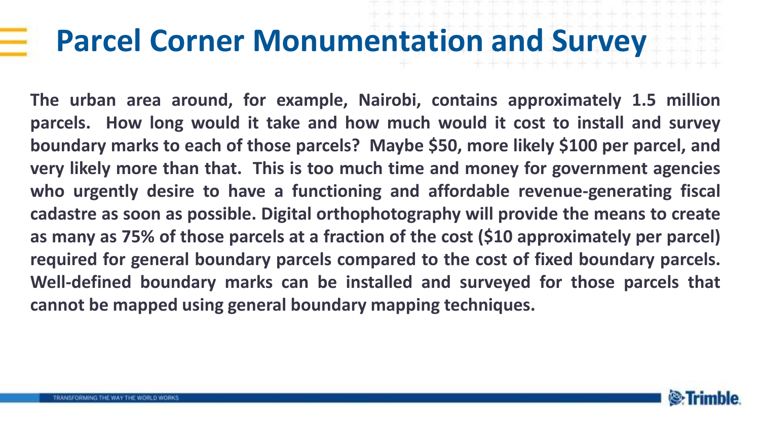# Parcel Corner Monumentation and Survey

**The urban area around, for example, Nairobi, contains approximately 1.5 million parcels. How long would it take and how much would it cost to install and survey boundary marks to each of those parcels? Maybe $50, more likely $100 per parcel, and very likely more than that. This is too much time and money for government agencies who urgently desire to have a functioning and affordable revenue-generating fiscal cadastre as soon as possible. Digital orthophotography will provide the means to create as many as 75% of those parcels at a fraction of the cost ($10 approximately per parcel) required for general boundary parcels compared to the cost of fixed boundary parcels. Well-defined boundary marks can be installed and surveyed for those parcels that cannot be mapped using general boundary mapping techniques.**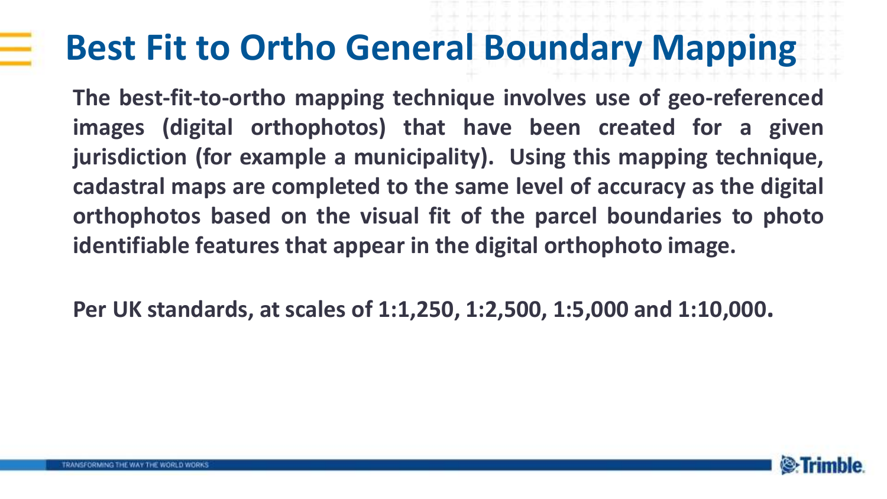# Best Fit to Ortho General Boundary Mapping

**The best-fit-to-ortho mapping technique involves use of geo-referenced images (digital orthophotos) that have been created for a given jurisdiction (for example a municipality). Using this mapping technique, cadastral maps are completed to the same level of accuracy as the digital orthophotos based on the visual fit of the parcel boundaries to photo identifiable features that appear in the digital orthophoto image.**

**Per UK standards, at scales of 1:1,250, 1:2,500, 1:5,000 and 1:10,000.**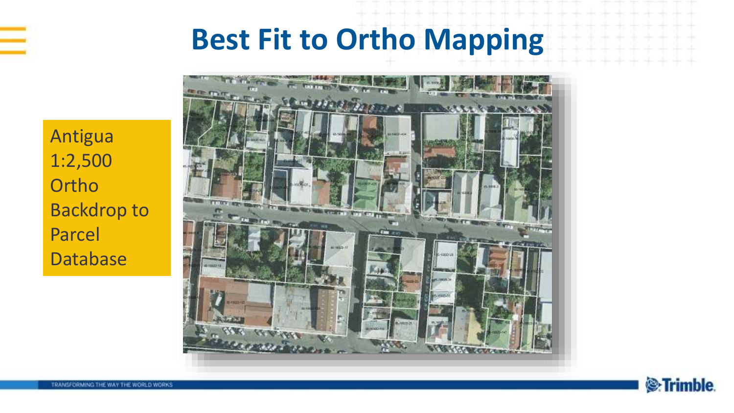# Best Fit to Ortho Mapping

Antigua 1:2,500 Ortho Backdrop to Parcel Database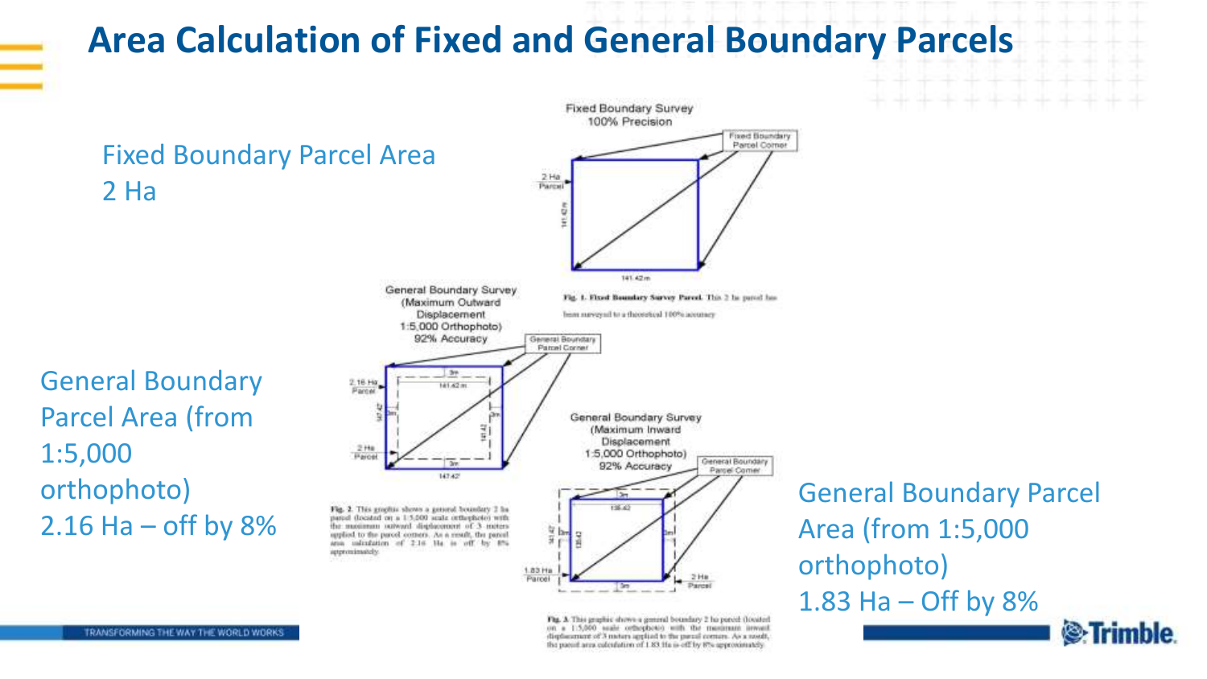# Area Calculation of Fixed and General Boundary Parcels

Fixed Boundary Parcel Area
2 Ha

General Boundary Parcel Area (from 1:5,000 orthophoto)
2.16 Ha – off by 8%

General Boundary Parcel Area (from 1:5,000 orthophoto)
1.83 Ha – Off by 8%

Fixed Boundary Survey
100% Precision

Fixed Boundary Parcel Corner

2 Ha Parcel

141.42 m

141.42 m

**Fig. 1. Fixed Boundary Survey Parcel.** This 2 ha parcel has been surveyed to a theoretical 100% accuracy

General Boundary Survey
(Maximum Outward Displacement
1:5,000 Orthophoto)
92% Accuracy

General Boundary Parcel Corner

2.16 Ha Parcel

2 Ha Parcel

3m

141.42 m

147.42

141.42

147.42

**Fig. 2.** This graphic shows a general boundary 2 ha parcel (located on a 1:5,000 scale orthophoto) with the maximum outward displacement of 3 meters applied to the parcel corners. As a result, the parcel area calculation of 2.16 Ha is off by 8% approximately.

General Boundary Survey
(Maximum Inward Displacement
1:5,000 Orthophoto)
92% Accuracy

General Boundary Parcel Corner

1.83 Ha Parcel

2 Ha Parcel

3m

135.42

141.42

135.42

**Fig. 3.** This graphic shows a general boundary 2 ha parcel (located on a 1:5,000 scale orthophoto) with the maximum inward displacement of 3 meters applied to the parcel corners. As a result, the parcel area calculation of 1.83 Ha is off by 8% approximately.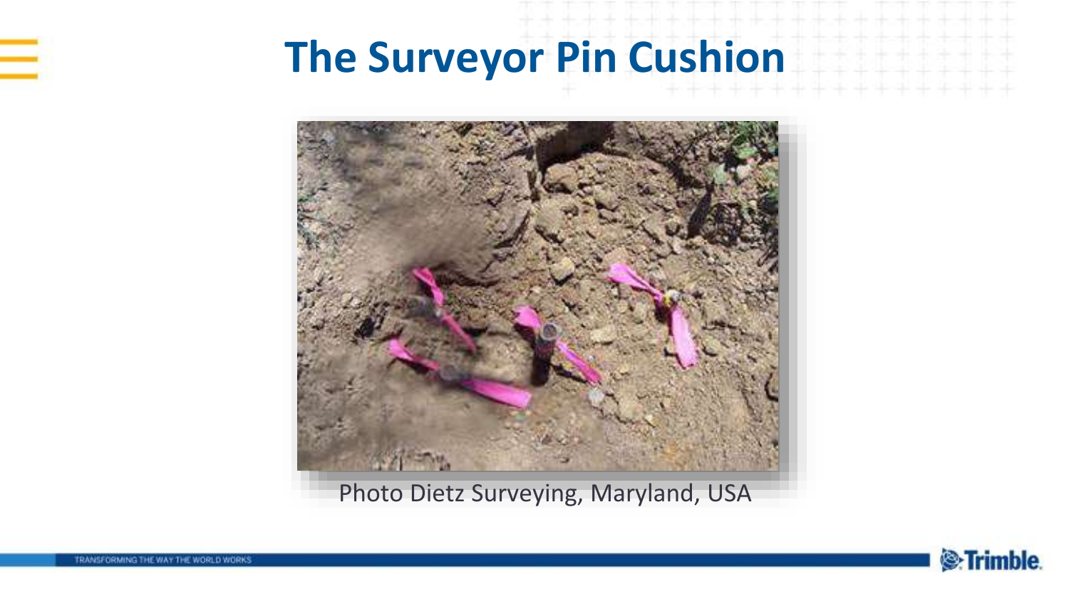# The Surveyor Pin Cushion

Photo Dietz Surveying, Maryland, USA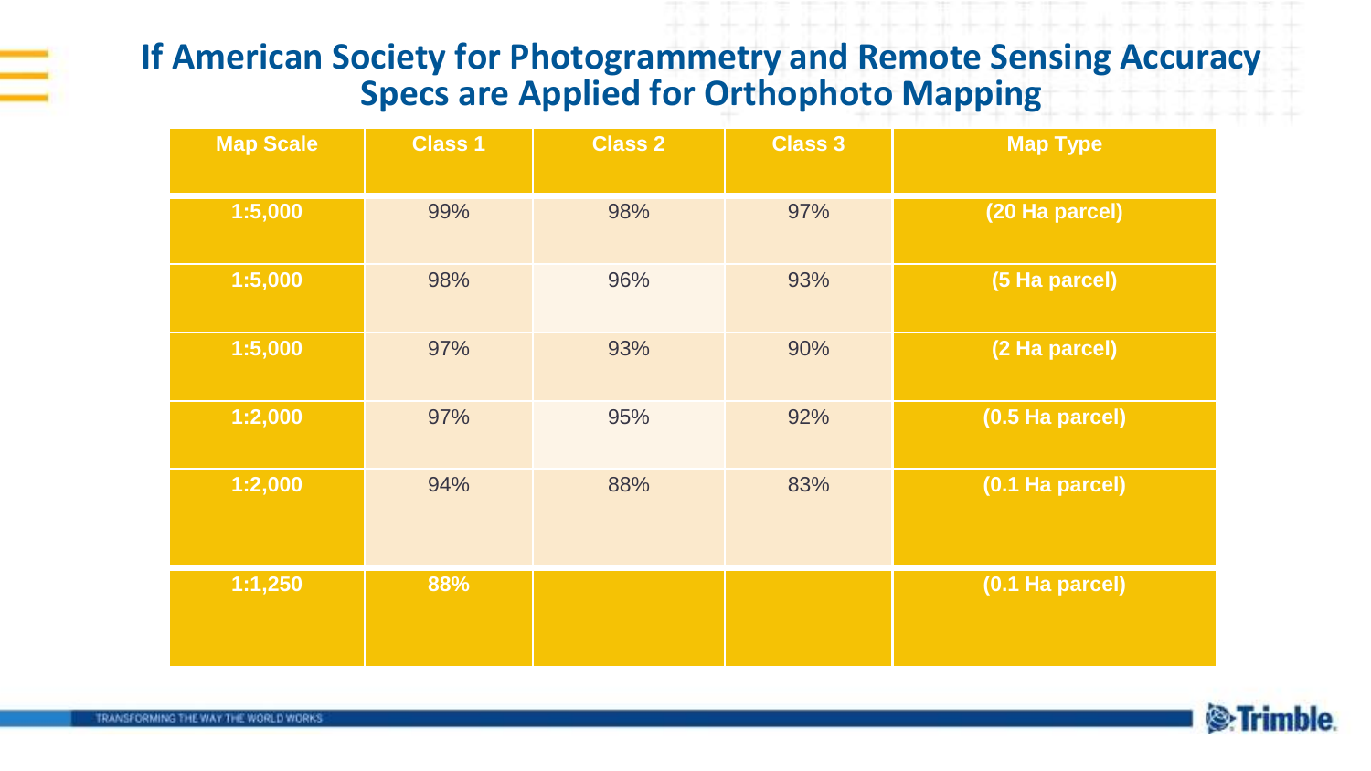# If American Society for Photogrammetry and Remote Sensing Accuracy Specs are Applied for Orthophoto Mapping

| Map Scale | Class 1 | Class 2 | Class 3 | Map Type |
|---|---|---|---|---|
| 1:5,000 | 99% | 98% | 97% | (20 Ha parcel) |
| 1:5,000 | 98% | 96% | 93% | (5 Ha parcel) |
| 1:5,000 | 97% | 93% | 90% | (2 Ha parcel) |
| 1:2,000 | 97% | 95% | 92% | (0.5 Ha parcel) |
| 1:2,000 | 94% | 88% | 83% | (0.1 Ha parcel) |
| 1:1,250 | 88% | | | (0.1 Ha parcel) |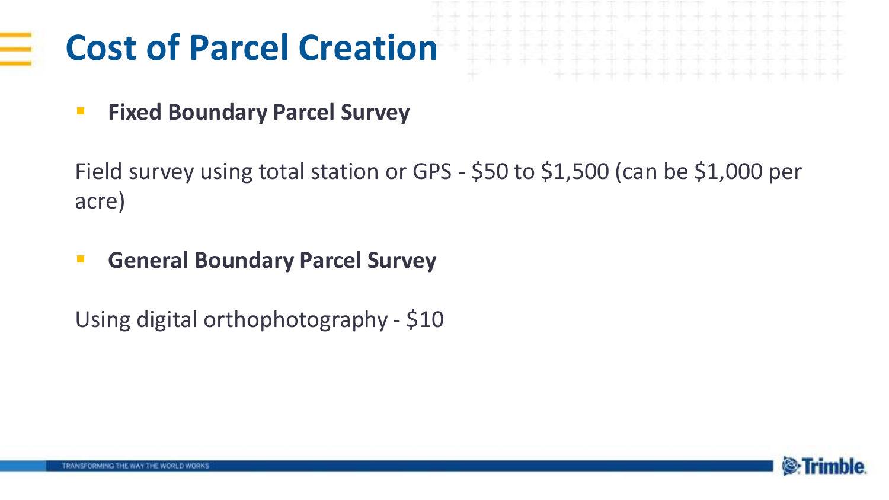# Cost of Parcel Creation

- **Fixed Boundary Parcel Survey**

Field survey using total station or GPS - $50 to $1,500 (can be $1,000 per acre)

- **General Boundary Parcel Survey**

Using digital orthophotography - $10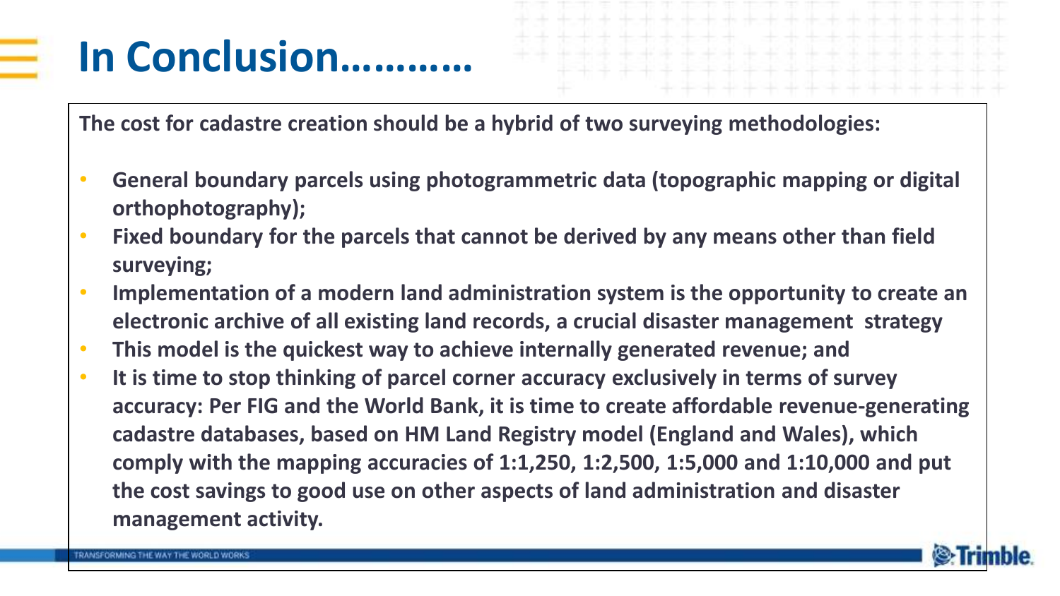# In Conclusion………..

**The cost for cadastre creation should be a hybrid of two surveying methodologies:**

- **General boundary parcels using photogrammetric data (topographic mapping or digital orthophotography);**
- **Fixed boundary for the parcels that cannot be derived by any means other than field surveying;**
- **Implementation of a modern land administration system is the opportunity to create an electronic archive of all existing land records, a crucial disaster management strategy**
- **This model is the quickest way to achieve internally generated revenue; and**
- **It is time to stop thinking of parcel corner accuracy exclusively in terms of survey accuracy: Per FIG and the World Bank, it is time to create affordable revenue-generating cadastre databases, based on HM Land Registry model (England and Wales), which comply with the mapping accuracies of 1:1,250, 1:2,500, 1:5,000 and 1:10,000 and put the cost savings to good use on other aspects of land administration and disaster management activity.**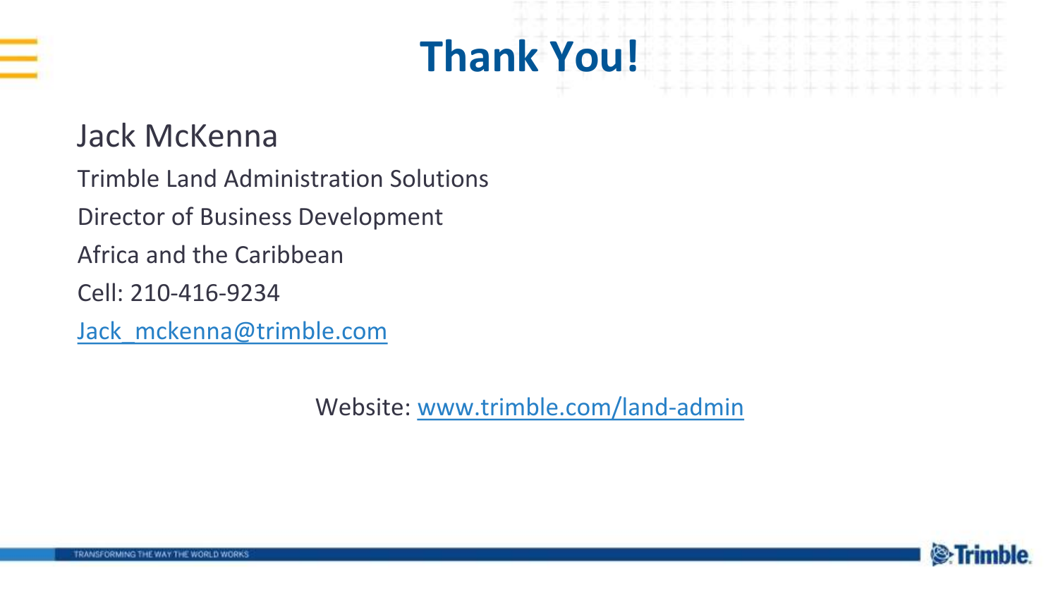# Thank You!

Jack McKenna

Trimble Land Administration Solutions

Director of Business Development

Africa and the Caribbean

Cell: 210-416-9234

Jack_mckenna@trimble.com

Website: www.trimble.com/land-admin